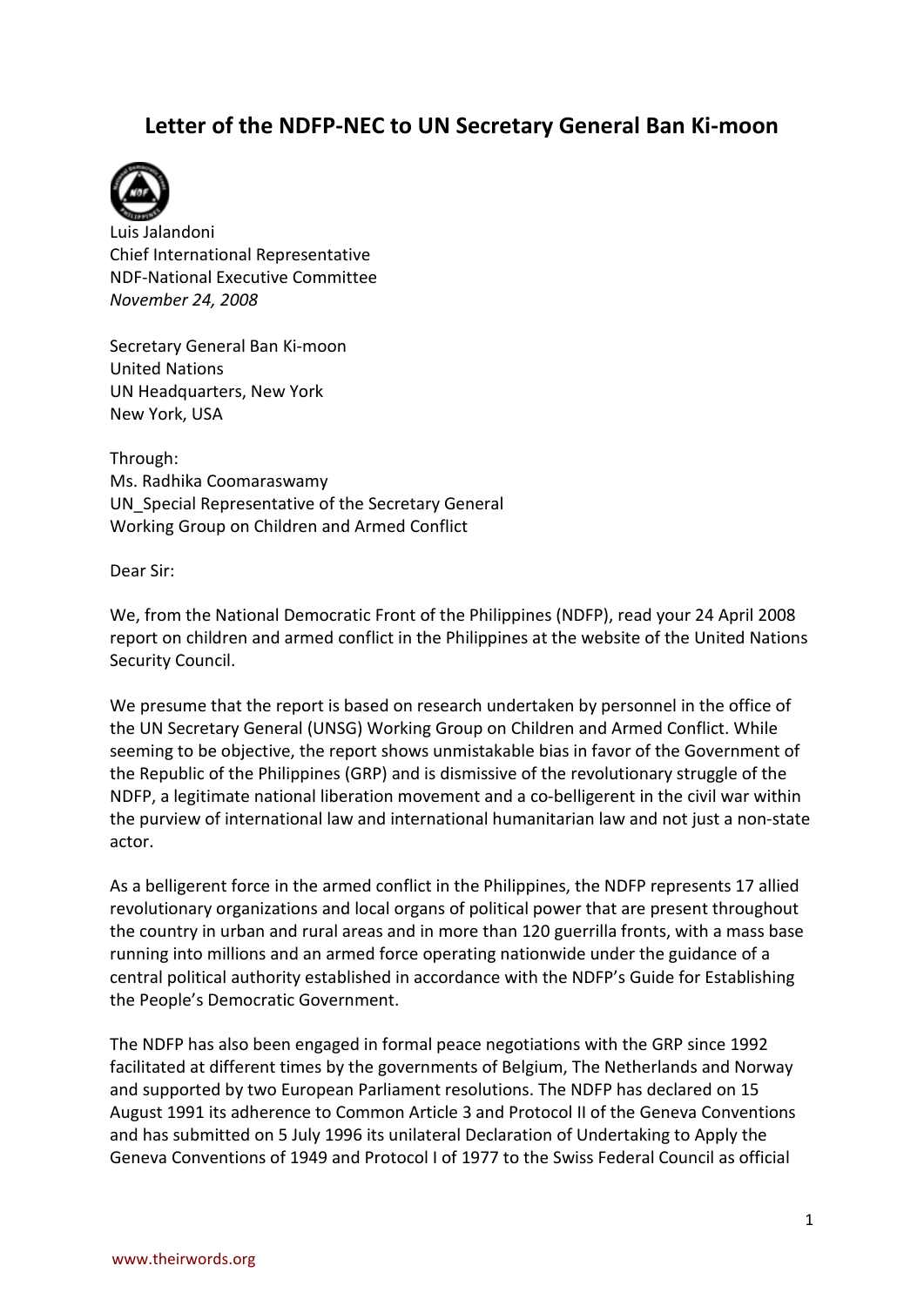# Letter of the NDFP-NEC to UN Secretary General Ban Ki-moon

Luis Jalandoni
Chief International Representative
NDF-National Executive Committee
*November 24, 2008*

Secretary General Ban Ki-moon
United Nations
UN Headquarters, New York
New York, USA

Through:
Ms. Radhika Coomaraswamy
UN_Special Representative of the Secretary General
Working Group on Children and Armed Conflict

Dear Sir:

We, from the National Democratic Front of the Philippines (NDFP), read your 24 April 2008 report on children and armed conflict in the Philippines at the website of the United Nations Security Council.

We presume that the report is based on research undertaken by personnel in the office of the UN Secretary General (UNSG) Working Group on Children and Armed Conflict. While seeming to be objective, the report shows unmistakable bias in favor of the Government of the Republic of the Philippines (GRP) and is dismissive of the revolutionary struggle of the NDFP, a legitimate national liberation movement and a co-belligerent in the civil war within the purview of international law and international humanitarian law and not just a non-state actor.

As a belligerent force in the armed conflict in the Philippines, the NDFP represents 17 allied revolutionary organizations and local organs of political power that are present throughout the country in urban and rural areas and in more than 120 guerrilla fronts, with a mass base running into millions and an armed force operating nationwide under the guidance of a central political authority established in accordance with the NDFP's Guide for Establishing the People's Democratic Government.

The NDFP has also been engaged in formal peace negotiations with the GRP since 1992 facilitated at different times by the governments of Belgium, The Netherlands and Norway and supported by two European Parliament resolutions. The NDFP has declared on 15 August 1991 its adherence to Common Article 3 and Protocol II of the Geneva Conventions and has submitted on 5 July 1996 its unilateral Declaration of Undertaking to Apply the Geneva Conventions of 1949 and Protocol I of 1977 to the Swiss Federal Council as official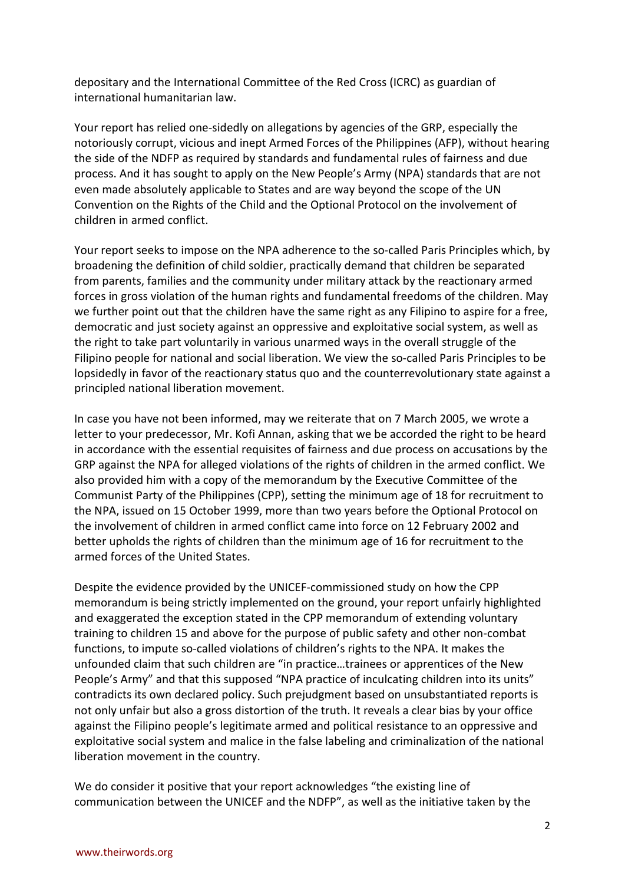depositary and the International Committee of the Red Cross (ICRC) as guardian of international humanitarian law.

Your report has relied one-sidedly on allegations by agencies of the GRP, especially the notoriously corrupt, vicious and inept Armed Forces of the Philippines (AFP), without hearing the side of the NDFP as required by standards and fundamental rules of fairness and due process. And it has sought to apply on the New People's Army (NPA) standards that are not even made absolutely applicable to States and are way beyond the scope of the UN Convention on the Rights of the Child and the Optional Protocol on the involvement of children in armed conflict.

Your report seeks to impose on the NPA adherence to the so-called Paris Principles which, by broadening the definition of child soldier, practically demand that children be separated from parents, families and the community under military attack by the reactionary armed forces in gross violation of the human rights and fundamental freedoms of the children. May we further point out that the children have the same right as any Filipino to aspire for a free, democratic and just society against an oppressive and exploitative social system, as well as the right to take part voluntarily in various unarmed ways in the overall struggle of the Filipino people for national and social liberation. We view the so-called Paris Principles to be lopsidedly in favor of the reactionary status quo and the counterrevolutionary state against a principled national liberation movement.

In case you have not been informed, may we reiterate that on 7 March 2005, we wrote a letter to your predecessor, Mr. Kofi Annan, asking that we be accorded the right to be heard in accordance with the essential requisites of fairness and due process on accusations by the GRP against the NPA for alleged violations of the rights of children in the armed conflict. We also provided him with a copy of the memorandum by the Executive Committee of the Communist Party of the Philippines (CPP), setting the minimum age of 18 for recruitment to the NPA, issued on 15 October 1999, more than two years before the Optional Protocol on the involvement of children in armed conflict came into force on 12 February 2002 and better upholds the rights of children than the minimum age of 16 for recruitment to the armed forces of the United States.

Despite the evidence provided by the UNICEF-commissioned study on how the CPP memorandum is being strictly implemented on the ground, your report unfairly highlighted and exaggerated the exception stated in the CPP memorandum of extending voluntary training to children 15 and above for the purpose of public safety and other non-combat functions, to impute so-called violations of children's rights to the NPA. It makes the unfounded claim that such children are "in practice…trainees or apprentices of the New People's Army" and that this supposed "NPA practice of inculcating children into its units" contradicts its own declared policy. Such prejudgment based on unsubstantiated reports is not only unfair but also a gross distortion of the truth. It reveals a clear bias by your office against the Filipino people's legitimate armed and political resistance to an oppressive and exploitative social system and malice in the false labeling and criminalization of the national liberation movement in the country.

We do consider it positive that your report acknowledges "the existing line of communication between the UNICEF and the NDFP", as well as the initiative taken by the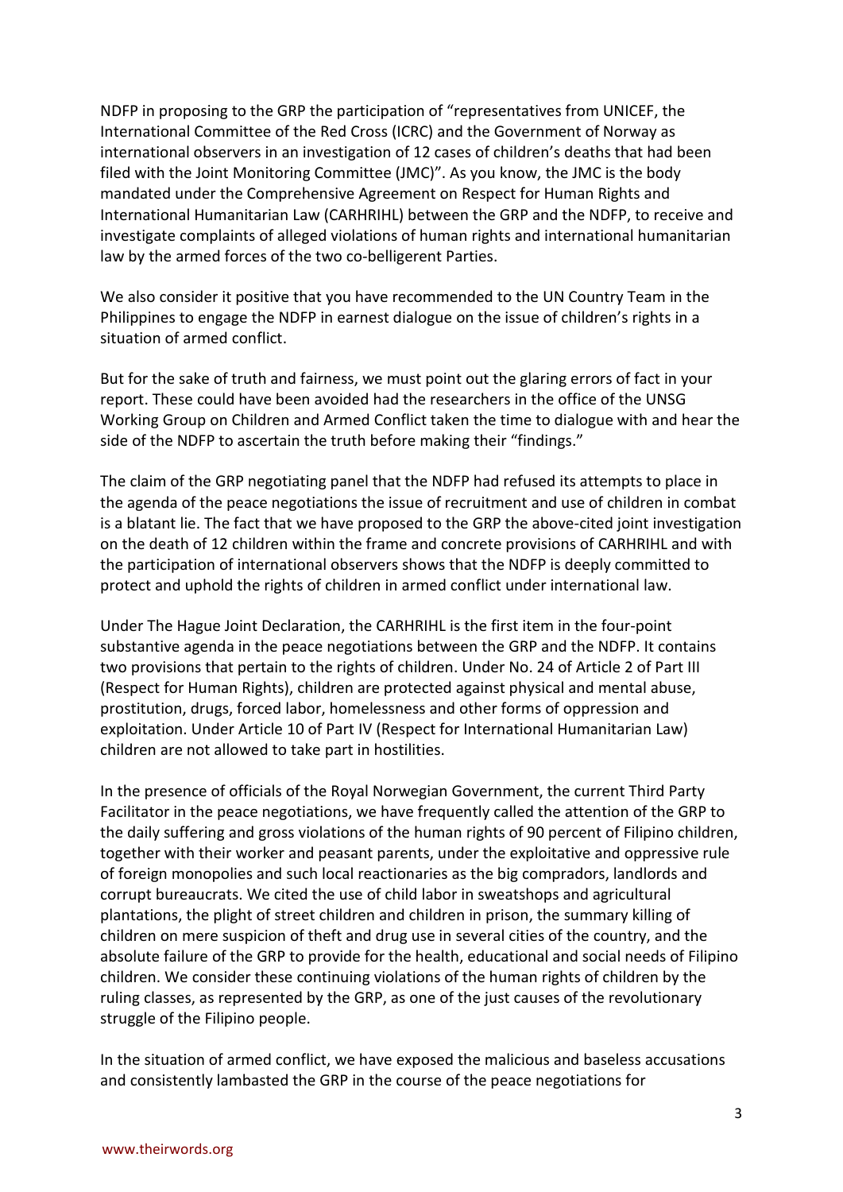NDFP in proposing to the GRP the participation of "representatives from UNICEF, the International Committee of the Red Cross (ICRC) and the Government of Norway as international observers in an investigation of 12 cases of children's deaths that had been filed with the Joint Monitoring Committee (JMC)". As you know, the JMC is the body mandated under the Comprehensive Agreement on Respect for Human Rights and International Humanitarian Law (CARHRIHL) between the GRP and the NDFP, to receive and investigate complaints of alleged violations of human rights and international humanitarian law by the armed forces of the two co-belligerent Parties.

We also consider it positive that you have recommended to the UN Country Team in the Philippines to engage the NDFP in earnest dialogue on the issue of children's rights in a situation of armed conflict.

But for the sake of truth and fairness, we must point out the glaring errors of fact in your report. These could have been avoided had the researchers in the office of the UNSG Working Group on Children and Armed Conflict taken the time to dialogue with and hear the side of the NDFP to ascertain the truth before making their "findings."

The claim of the GRP negotiating panel that the NDFP had refused its attempts to place in the agenda of the peace negotiations the issue of recruitment and use of children in combat is a blatant lie. The fact that we have proposed to the GRP the above-cited joint investigation on the death of 12 children within the frame and concrete provisions of CARHRIHL and with the participation of international observers shows that the NDFP is deeply committed to protect and uphold the rights of children in armed conflict under international law.

Under The Hague Joint Declaration, the CARHRIHL is the first item in the four-point substantive agenda in the peace negotiations between the GRP and the NDFP. It contains two provisions that pertain to the rights of children. Under No. 24 of Article 2 of Part III (Respect for Human Rights), children are protected against physical and mental abuse, prostitution, drugs, forced labor, homelessness and other forms of oppression and exploitation. Under Article 10 of Part IV (Respect for International Humanitarian Law) children are not allowed to take part in hostilities.

In the presence of officials of the Royal Norwegian Government, the current Third Party Facilitator in the peace negotiations, we have frequently called the attention of the GRP to the daily suffering and gross violations of the human rights of 90 percent of Filipino children, together with their worker and peasant parents, under the exploitative and oppressive rule of foreign monopolies and such local reactionaries as the big compradors, landlords and corrupt bureaucrats. We cited the use of child labor in sweatshops and agricultural plantations, the plight of street children and children in prison, the summary killing of children on mere suspicion of theft and drug use in several cities of the country, and the absolute failure of the GRP to provide for the health, educational and social needs of Filipino children. We consider these continuing violations of the human rights of children by the ruling classes, as represented by the GRP, as one of the just causes of the revolutionary struggle of the Filipino people.

In the situation of armed conflict, we have exposed the malicious and baseless accusations and consistently lambasted the GRP in the course of the peace negotiations for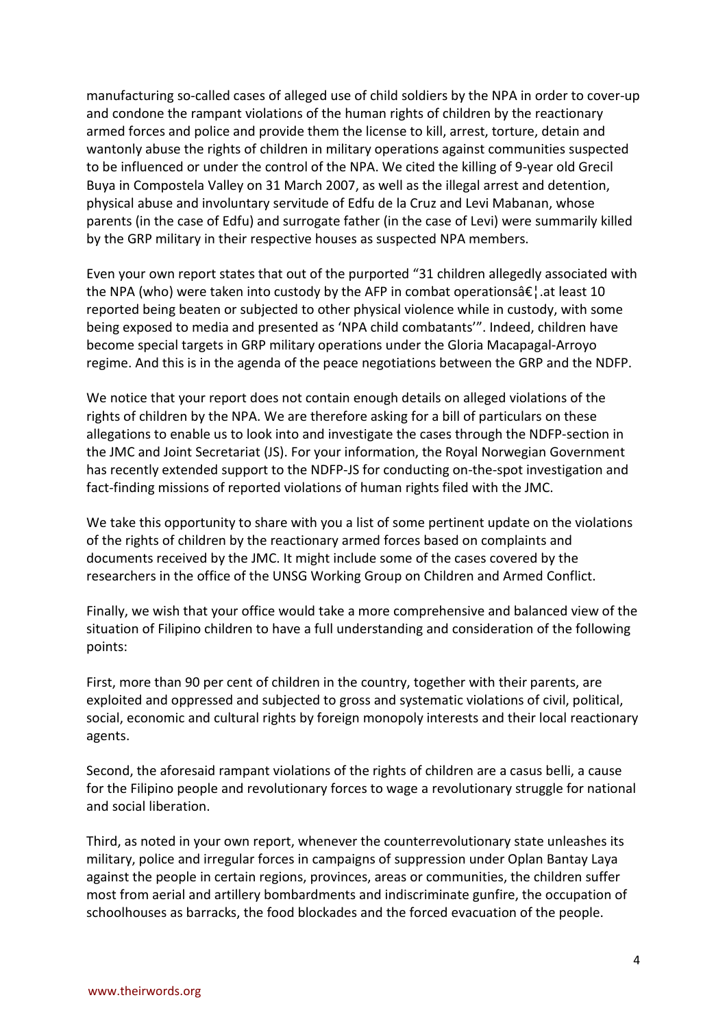manufacturing so-called cases of alleged use of child soldiers by the NPA in order to cover-up and condone the rampant violations of the human rights of children by the reactionary armed forces and police and provide them the license to kill, arrest, torture, detain and wantonly abuse the rights of children in military operations against communities suspected to be influenced or under the control of the NPA. We cited the killing of 9-year old Grecil Buya in Compostela Valley on 31 March 2007, as well as the illegal arrest and detention, physical abuse and involuntary servitude of Edfu de la Cruz and Levi Mabanan, whose parents (in the case of Edfu) and surrogate father (in the case of Levi) were summarily killed by the GRP military in their respective houses as suspected NPA members.

Even your own report states that out of the purported "31 children allegedly associated with the NPA (who) were taken into custody by the AFP in combat operationsâ€¦.at least 10 reported being beaten or subjected to other physical violence while in custody, with some being exposed to media and presented as 'NPA child combatants'". Indeed, children have become special targets in GRP military operations under the Gloria Macapagal-Arroyo regime. And this is in the agenda of the peace negotiations between the GRP and the NDFP.

We notice that your report does not contain enough details on alleged violations of the rights of children by the NPA. We are therefore asking for a bill of particulars on these allegations to enable us to look into and investigate the cases through the NDFP-section in the JMC and Joint Secretariat (JS). For your information, the Royal Norwegian Government has recently extended support to the NDFP-JS for conducting on-the-spot investigation and fact-finding missions of reported violations of human rights filed with the JMC.

We take this opportunity to share with you a list of some pertinent update on the violations of the rights of children by the reactionary armed forces based on complaints and documents received by the JMC. It might include some of the cases covered by the researchers in the office of the UNSG Working Group on Children and Armed Conflict.

Finally, we wish that your office would take a more comprehensive and balanced view of the situation of Filipino children to have a full understanding and consideration of the following points:

First, more than 90 per cent of children in the country, together with their parents, are exploited and oppressed and subjected to gross and systematic violations of civil, political, social, economic and cultural rights by foreign monopoly interests and their local reactionary agents.

Second, the aforesaid rampant violations of the rights of children are a casus belli, a cause for the Filipino people and revolutionary forces to wage a revolutionary struggle for national and social liberation.

Third, as noted in your own report, whenever the counterrevolutionary state unleashes its military, police and irregular forces in campaigns of suppression under Oplan Bantay Laya against the people in certain regions, provinces, areas or communities, the children suffer most from aerial and artillery bombardments and indiscriminate gunfire, the occupation of schoolhouses as barracks, the food blockades and the forced evacuation of the people.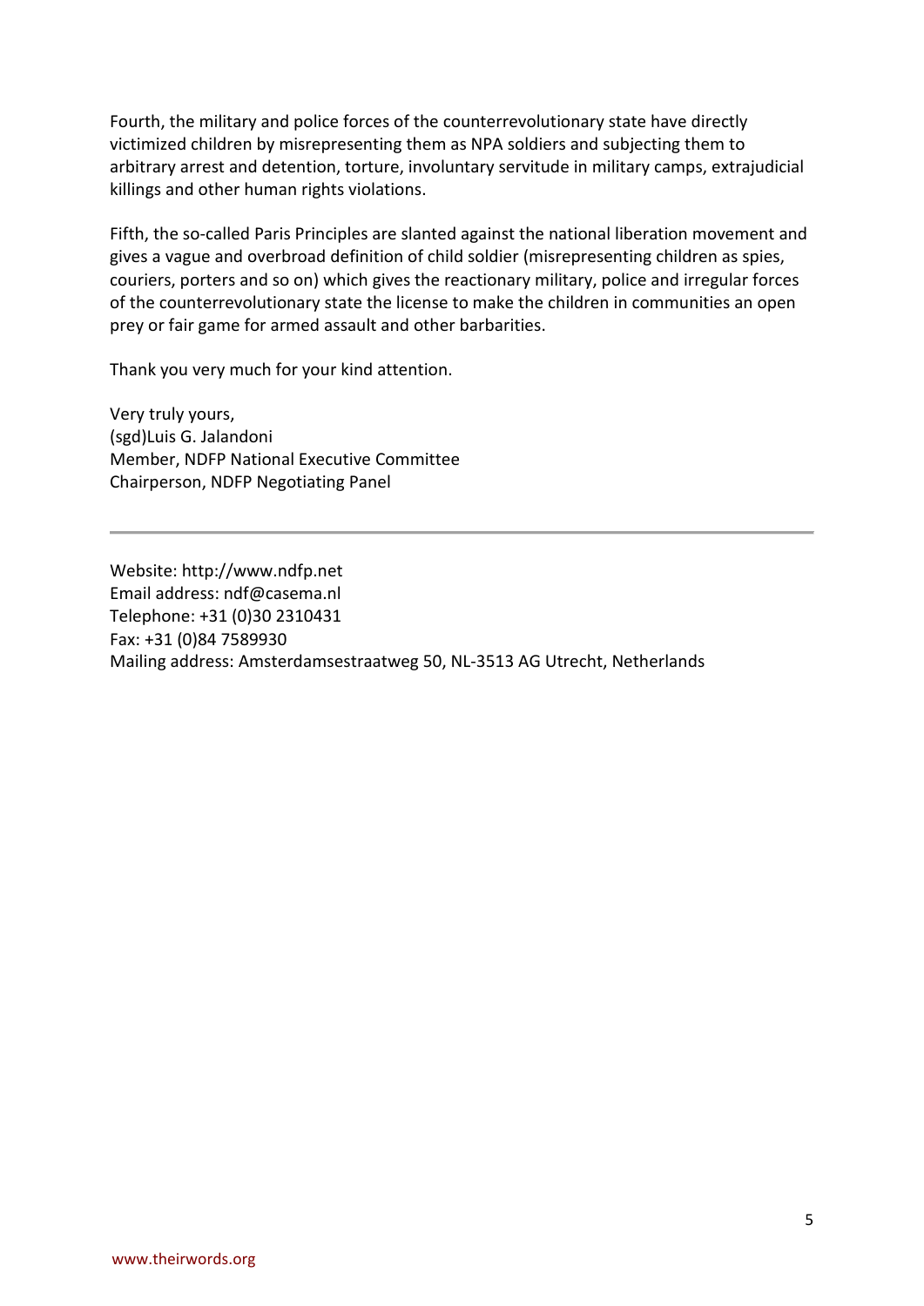Fourth, the military and police forces of the counterrevolutionary state have directly victimized children by misrepresenting them as NPA soldiers and subjecting them to arbitrary arrest and detention, torture, involuntary servitude in military camps, extrajudicial killings and other human rights violations.

Fifth, the so-called Paris Principles are slanted against the national liberation movement and gives a vague and overbroad definition of child soldier (misrepresenting children as spies, couriers, porters and so on) which gives the reactionary military, police and irregular forces of the counterrevolutionary state the license to make the children in communities an open prey or fair game for armed assault and other barbarities.

Thank you very much for your kind attention.

Very truly yours,  
(sgd)Luis G. Jalandoni  
Member, NDFP National Executive Committee  
Chairperson, NDFP Negotiating Panel

---

Website: http://www.ndfp.net  
Email address: ndf@casema.nl  
Telephone: +31 (0)30 2310431  
Fax: +31 (0)84 7589930  
Mailing address: Amsterdamsestraatweg 50, NL-3513 AG Utrecht, Netherlands